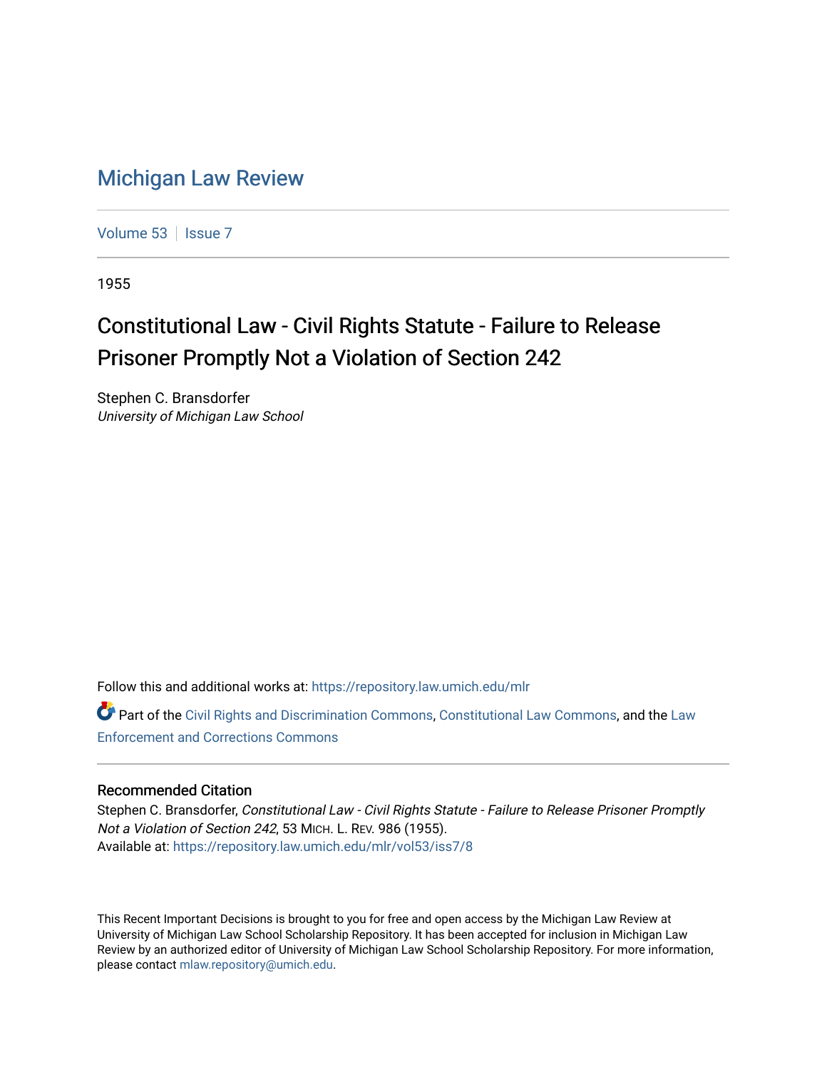# Michigan Law Review

Volume 53 | Issue 7

1955

## Constitutional Law - Civil Rights Statute - Failure to Release Prisoner Promptly Not a Violation of Section 242

Stephen C. Bransdorfer
*University of Michigan Law School*

Follow this and additional works at: https://repository.law.umich.edu/mlr

Part of the Civil Rights and Discrimination Commons, Constitutional Law Commons, and the Law Enforcement and Corrections Commons

### Recommended Citation

Stephen C. Bransdorfer, *Constitutional Law - Civil Rights Statute - Failure to Release Prisoner Promptly Not a Violation of Section 242*, 53 MICH. L. REV. 986 (1955).
Available at: https://repository.law.umich.edu/mlr/vol53/iss7/8

This Recent Important Decisions is brought to you for free and open access by the Michigan Law Review at University of Michigan Law School Scholarship Repository. It has been accepted for inclusion in Michigan Law Review by an authorized editor of University of Michigan Law School Scholarship Repository. For more information, please contact mlaw.repository@umich.edu.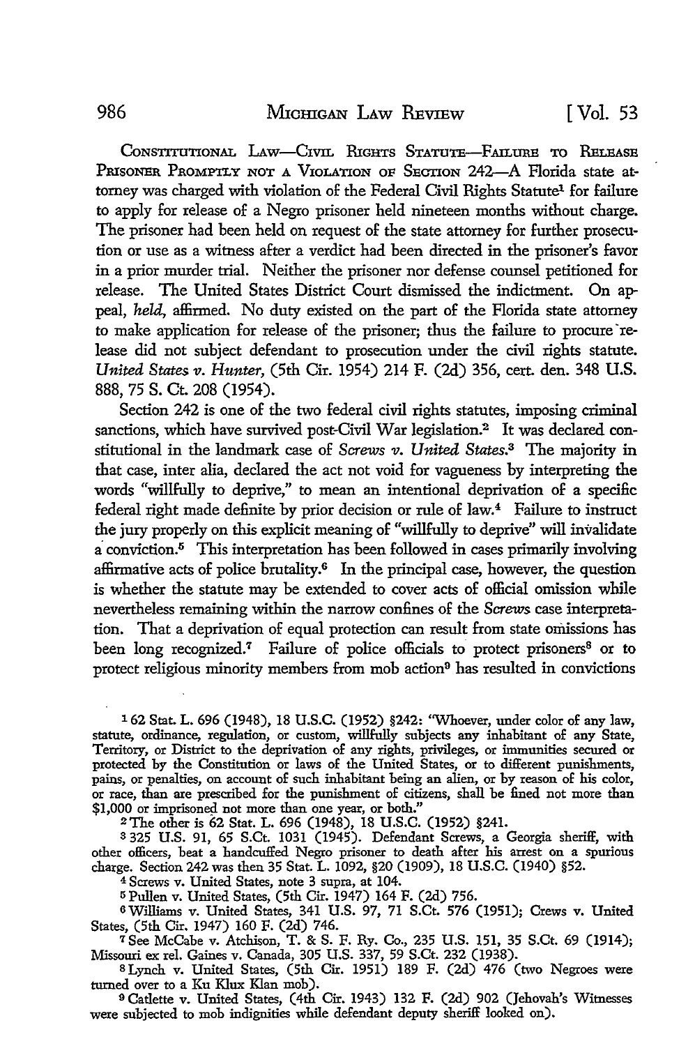CONSTITUTIONAL LAW—CIVIL RIGHTS STATUTE—FAILURE TO RELEASE PRISONER PROMPTLY NOT A VIOLATION OF SECTION 242—A Florida state attorney was charged with violation of the Federal Civil Rights Statute[1] for failure to apply for release of a Negro prisoner held nineteen months without charge. The prisoner had been held on request of the state attorney for further prosecution or use as a witness after a verdict had been directed in the prisoner's favor in a prior murder trial. Neither the prisoner nor defense counsel petitioned for release. The United States District Court dismissed the indictment. On appeal, *held*, affirmed. No duty existed on the part of the Florida state attorney to make application for release of the prisoner; thus the failure to procure release did not subject defendant to prosecution under the civil rights statute. *United States v. Hunter*, (5th Cir. 1954) 214 F. (2d) 356, cert. den. 348 U.S. 888, 75 S. Ct. 208 (1954).

Section 242 is one of the two federal civil rights statutes, imposing criminal sanctions, which have survived post-Civil War legislation.[2] It was declared constitutional in the landmark case of *Screws v. United States*.[3] The majority in that case, inter alia, declared the act not void for vagueness by interpreting the words "willfully to deprive," to mean an intentional deprivation of a specific federal right made definite by prior decision or rule of law.[4] Failure to instruct the jury properly on this explicit meaning of "willfully to deprive" will invalidate a conviction.[5] This interpretation has been followed in cases primarily involving affirmative acts of police brutality.[6] In the principal case, however, the question is whether the statute may be extended to cover acts of official omission while nevertheless remaining within the narrow confines of the *Screws* case interpretation. That a deprivation of equal protection can result from state omissions has been long recognized.[7] Failure of police officials to protect prisoners[8] or to protect religious minority members from mob action[9] has resulted in convictions

---

[1] 62 Stat. L. 696 (1948), 18 U.S.C. (1952) §242: "Whoever, under color of any law, statute, ordinance, regulation, or custom, willfully subjects any inhabitant of any State, Territory, or District to the deprivation of any rights, privileges, or immunities secured or protected by the Constitution or laws of the United States, or to different punishments, pains, or penalties, on account of such inhabitant being an alien, or by reason of his color, or race, than are prescribed for the punishment of citizens, shall be fined not more than $1,000 or imprisoned not more than one year, or both."

[2] The other is 62 Stat. L. 696 (1948), 18 U.S.C. (1952) §241.

[3] 325 U.S. 91, 65 S.Ct. 1031 (1945). Defendant Screws, a Georgia sheriff, with other officers, beat a handcuffed Negro prisoner to death after his arrest on a spurious charge. Section 242 was then 35 Stat. L. 1092, §20 (1909), 18 U.S.C. (1940) §52.

[4] Screws v. United States, note 3 supra, at 104.

[5] Pullen v. United States, (5th Cir. 1947) 164 F. (2d) 756.

[6] Williams v. United States, 341 U.S. 97, 71 S.Ct. 576 (1951); Crews v. United States, (5th Cir. 1947) 160 F. (2d) 746.

[7] See McCabe v. Atchison, T. & S. F. Ry. Co., 235 U.S. 151, 35 S.Ct. 69 (1914); Missouri ex rel. Gaines v. Canada, 305 U.S. 337, 59 S.Ct. 232 (1938).

[8] Lynch v. United States, (5th Cir. 1951) 189 F. (2d) 476 (two Negroes were turned over to a Ku Klux Klan mob).

[9] Catlette v. United States, (4th Cir. 1943) 132 F. (2d) 902 (Jehovah's Witnesses were subjected to mob indignities while defendant deputy sheriff looked on).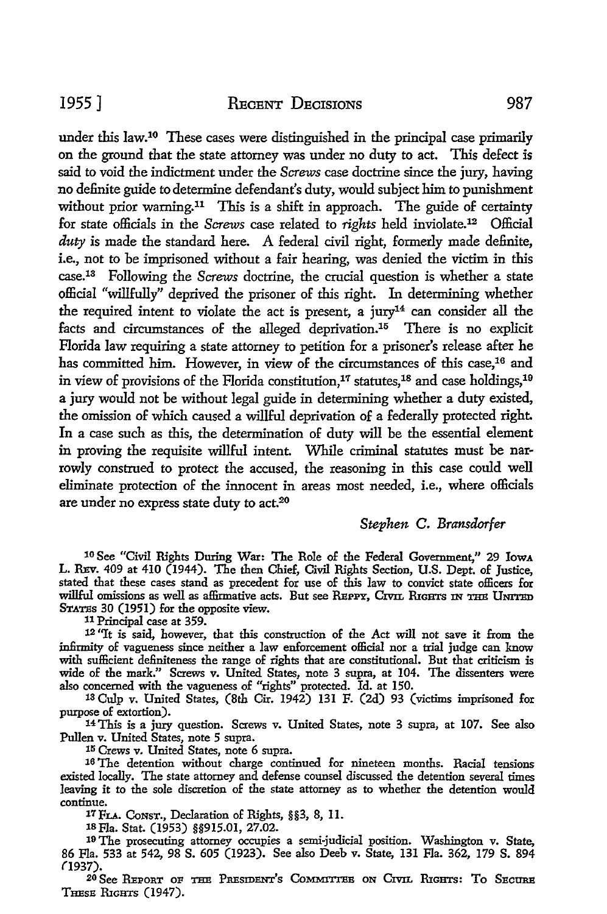under this law.[10] These cases were distinguished in the principal case primarily on the ground that the state attorney was under no duty to act. This defect is said to void the indictment under the *Screws* case doctrine since the jury, having no definite guide to determine defendant's duty, would subject him to punishment without prior warning.[11] This is a shift in approach. The guide of certainty for state officials in the *Screws* case related to *rights* held inviolate.[12] Official *duty* is made the standard here. A federal civil right, formerly made definite, i.e., not to be imprisoned without a fair hearing, was denied the victim in this case.[13] Following the *Screws* doctrine, the crucial question is whether a state official "willfully" deprived the prisoner of this right. In determining whether the required intent to violate the act is present, a jury[14] can consider all the facts and circumstances of the alleged deprivation.[15] There is no explicit Florida law requiring a state attorney to petition for a prisoner's release after he has committed him. However, in view of the circumstances of this case,[16] and in view of provisions of the Florida constitution,[17] statutes,[18] and case holdings,[19] a jury would not be without legal guide in determining whether a duty existed, the omission of which caused a willful deprivation of a federally protected right. In a case such as this, the determination of duty will be the essential element in proving the requisite willful intent. While criminal statutes must be narrowly construed to protect the accused, the reasoning in this case could well eliminate protection of the innocent in areas most needed, i.e., where officials are under no express state duty to act.[20]

*Stephen C. Bransdorfer*

---

[10] See "Civil Rights During War: The Role of the Federal Government," 29 Iowa L. Rev. 409 at 410 (1944). The then Chief, Civil Rights Section, U.S. Dept. of Justice, stated that these cases stand as precedent for use of this law to convict state officers for willful omissions as well as affirmative acts. But see Reppy, Civil Rights in the United States 30 (1951) for the opposite view.

[11] Principal case at 359.

[12] "It is said, however, that this construction of the Act will not save it from the infirmity of vagueness since neither a law enforcement official nor a trial judge can know with sufficient definiteness the range of rights that are constitutional. But that criticism is wide of the mark." Screws v. United States, note 3 supra, at 104. The dissenters were also concerned with the vagueness of "rights" protected. Id. at 150.

[13] Culp v. United States, (8th Cir. 1942) 131 F. (2d) 93 (victims imprisoned for purpose of extortion).

[14] This is a jury question. Screws v. United States, note 3 supra, at 107. See also Pullen v. United States, note 5 supra.

[15] Crews v. United States, note 6 supra.

[16] The detention without charge continued for nineteen months. Racial tensions existed locally. The state attorney and defense counsel discussed the detention several times leaving it to the sole discretion of the state attorney as to whether the detention would continue.

[17] Fla. Const., Declaration of Rights, §§3, 8, 11.

[18] Fla. Stat. (1953) §§915.01, 27.02.

[19] The prosecuting attorney occupies a semi-judicial position. Washington v. State, 86 Fla. 533 at 542, 98 S. 605 (1923). See also Deeb v. State, 131 Fla. 362, 179 S. 894 (1937).

[20] See Report of the President's Committee on Civil Rights: To Secure These Rights (1947).